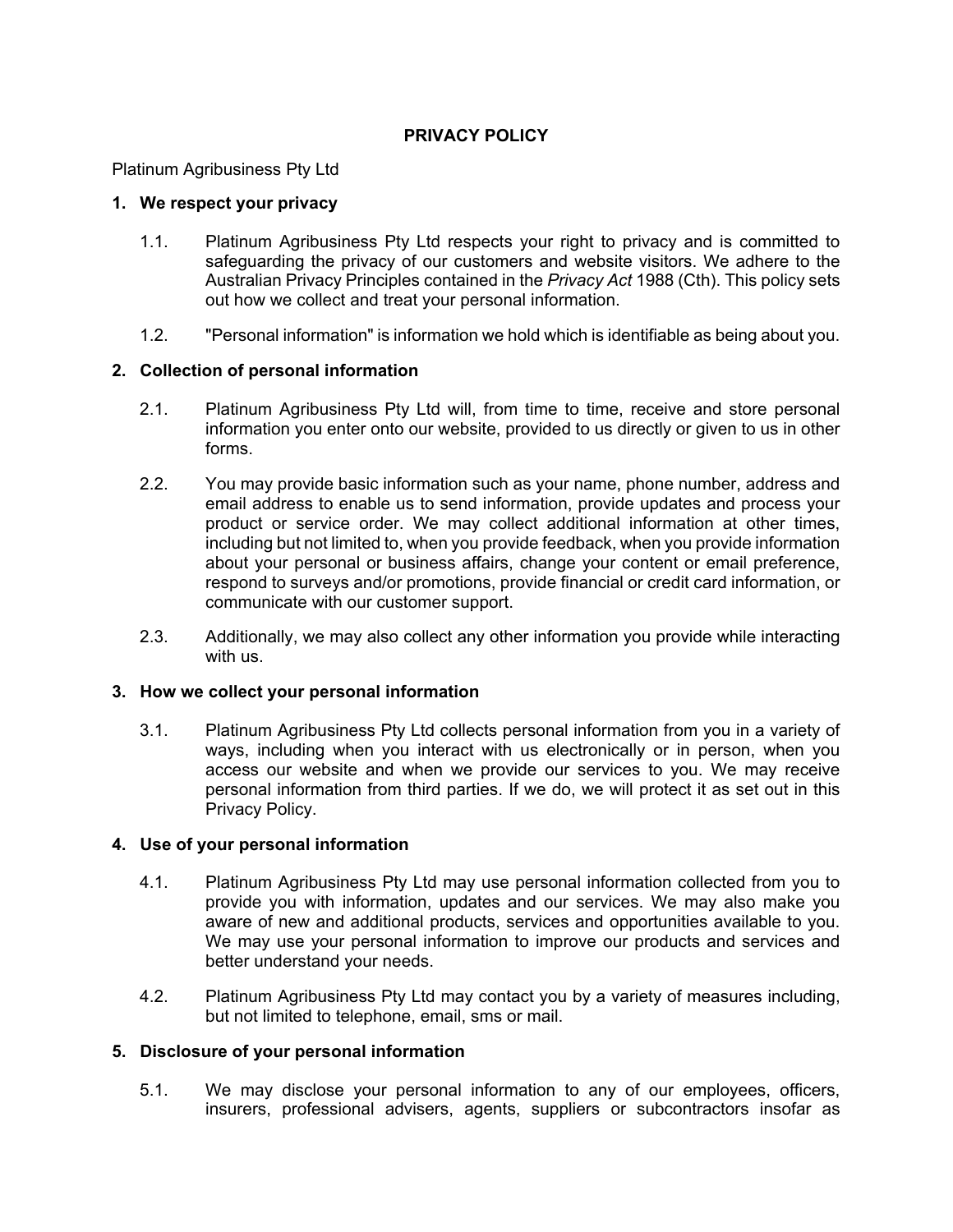# PRIVACY POLICY

Platinum Agribusiness Pty Ltd

## 1. We respect your privacy

1.1. Platinum Agribusiness Pty Ltd respects your right to privacy and is committed to safeguarding the privacy of our customers and website visitors. We adhere to the Australian Privacy Principles contained in the *Privacy Act* 1988 (Cth). This policy sets out how we collect and treat your personal information.

1.2. "Personal information" is information we hold which is identifiable as being about you.

## 2. Collection of personal information

2.1. Platinum Agribusiness Pty Ltd will, from time to time, receive and store personal information you enter onto our website, provided to us directly or given to us in other forms.

2.2. You may provide basic information such as your name, phone number, address and email address to enable us to send information, provide updates and process your product or service order. We may collect additional information at other times, including but not limited to, when you provide feedback, when you provide information about your personal or business affairs, change your content or email preference, respond to surveys and/or promotions, provide financial or credit card information, or communicate with our customer support.

2.3. Additionally, we may also collect any other information you provide while interacting with us.

## 3. How we collect your personal information

3.1. Platinum Agribusiness Pty Ltd collects personal information from you in a variety of ways, including when you interact with us electronically or in person, when you access our website and when we provide our services to you. We may receive personal information from third parties. If we do, we will protect it as set out in this Privacy Policy.

## 4. Use of your personal information

4.1. Platinum Agribusiness Pty Ltd may use personal information collected from you to provide you with information, updates and our services. We may also make you aware of new and additional products, services and opportunities available to you. We may use your personal information to improve our products and services and better understand your needs.

4.2. Platinum Agribusiness Pty Ltd may contact you by a variety of measures including, but not limited to telephone, email, sms or mail.

## 5. Disclosure of your personal information

5.1. We may disclose your personal information to any of our employees, officers, insurers, professional advisers, agents, suppliers or subcontractors insofar as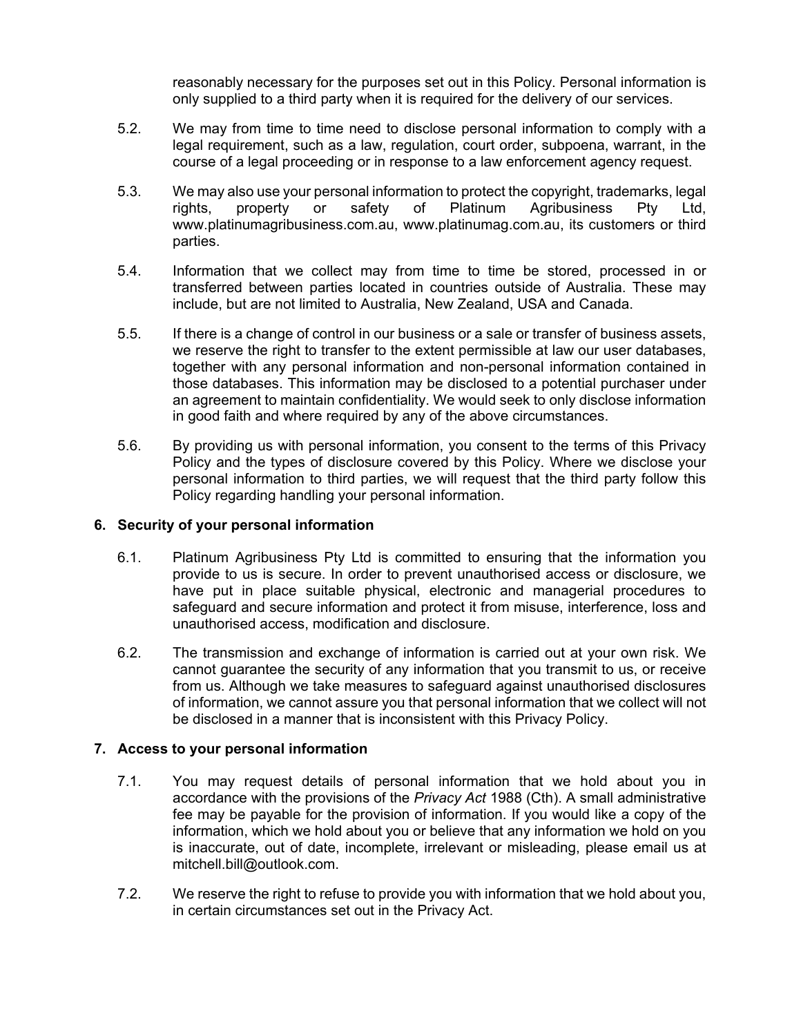reasonably necessary for the purposes set out in this Policy. Personal information is only supplied to a third party when it is required for the delivery of our services.

5.2. We may from time to time need to disclose personal information to comply with a legal requirement, such as a law, regulation, court order, subpoena, warrant, in the course of a legal proceeding or in response to a law enforcement agency request.

5.3. We may also use your personal information to protect the copyright, trademarks, legal rights, property or safety of Platinum Agribusiness Pty Ltd, www.platinumagribusiness.com.au, www.platinumag.com.au, its customers or third parties.

5.4. Information that we collect may from time to time be stored, processed in or transferred between parties located in countries outside of Australia. These may include, but are not limited to Australia, New Zealand, USA and Canada.

5.5. If there is a change of control in our business or a sale or transfer of business assets, we reserve the right to transfer to the extent permissible at law our user databases, together with any personal information and non-personal information contained in those databases. This information may be disclosed to a potential purchaser under an agreement to maintain confidentiality. We would seek to only disclose information in good faith and where required by any of the above circumstances.

5.6. By providing us with personal information, you consent to the terms of this Privacy Policy and the types of disclosure covered by this Policy. Where we disclose your personal information to third parties, we will request that the third party follow this Policy regarding handling your personal information.

## 6. Security of your personal information

6.1. Platinum Agribusiness Pty Ltd is committed to ensuring that the information you provide to us is secure. In order to prevent unauthorised access or disclosure, we have put in place suitable physical, electronic and managerial procedures to safeguard and secure information and protect it from misuse, interference, loss and unauthorised access, modification and disclosure.

6.2. The transmission and exchange of information is carried out at your own risk. We cannot guarantee the security of any information that you transmit to us, or receive from us. Although we take measures to safeguard against unauthorised disclosures of information, we cannot assure you that personal information that we collect will not be disclosed in a manner that is inconsistent with this Privacy Policy.

## 7. Access to your personal information

7.1. You may request details of personal information that we hold about you in accordance with the provisions of the *Privacy Act* 1988 (Cth). A small administrative fee may be payable for the provision of information. If you would like a copy of the information, which we hold about you or believe that any information we hold on you is inaccurate, out of date, incomplete, irrelevant or misleading, please email us at mitchell.bill@outlook.com.

7.2. We reserve the right to refuse to provide you with information that we hold about you, in certain circumstances set out in the Privacy Act.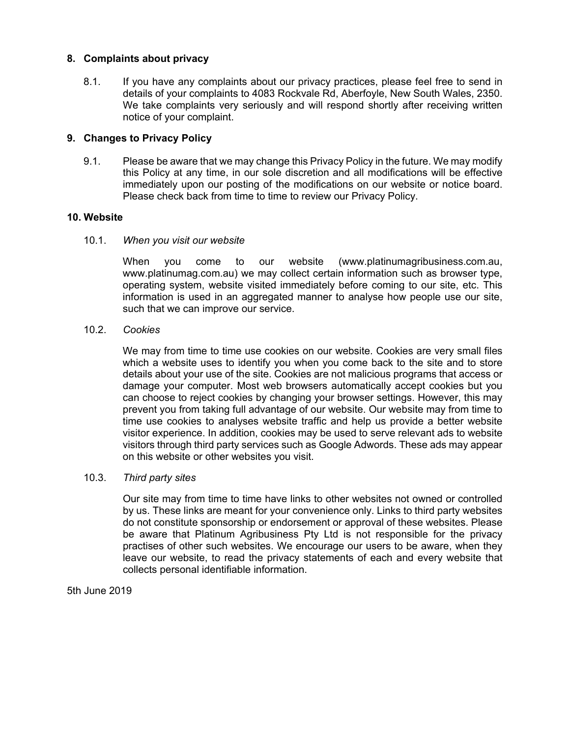## 8. Complaints about privacy

8.1. If you have any complaints about our privacy practices, please feel free to send in details of your complaints to 4083 Rockvale Rd, Aberfoyle, New South Wales, 2350. We take complaints very seriously and will respond shortly after receiving written notice of your complaint.

## 9. Changes to Privacy Policy

9.1. Please be aware that we may change this Privacy Policy in the future. We may modify this Policy at any time, in our sole discretion and all modifications will be effective immediately upon our posting of the modifications on our website or notice board. Please check back from time to time to review our Privacy Policy.

## 10. Website

10.1. *When you visit our website*

When you come to our website (www.platinumagribusiness.com.au, www.platinumag.com.au) we may collect certain information such as browser type, operating system, website visited immediately before coming to our site, etc. This information is used in an aggregated manner to analyse how people use our site, such that we can improve our service.

10.2. *Cookies*

We may from time to time use cookies on our website. Cookies are very small files which a website uses to identify you when you come back to the site and to store details about your use of the site. Cookies are not malicious programs that access or damage your computer. Most web browsers automatically accept cookies but you can choose to reject cookies by changing your browser settings. However, this may prevent you from taking full advantage of our website. Our website may from time to time use cookies to analyses website traffic and help us provide a better website visitor experience. In addition, cookies may be used to serve relevant ads to website visitors through third party services such as Google Adwords. These ads may appear on this website or other websites you visit.

10.3. *Third party sites*

Our site may from time to time have links to other websites not owned or controlled by us. These links are meant for your convenience only. Links to third party websites do not constitute sponsorship or endorsement or approval of these websites. Please be aware that Platinum Agribusiness Pty Ltd is not responsible for the privacy practises of other such websites. We encourage our users to be aware, when they leave our website, to read the privacy statements of each and every website that collects personal identifiable information.

5th June 2019